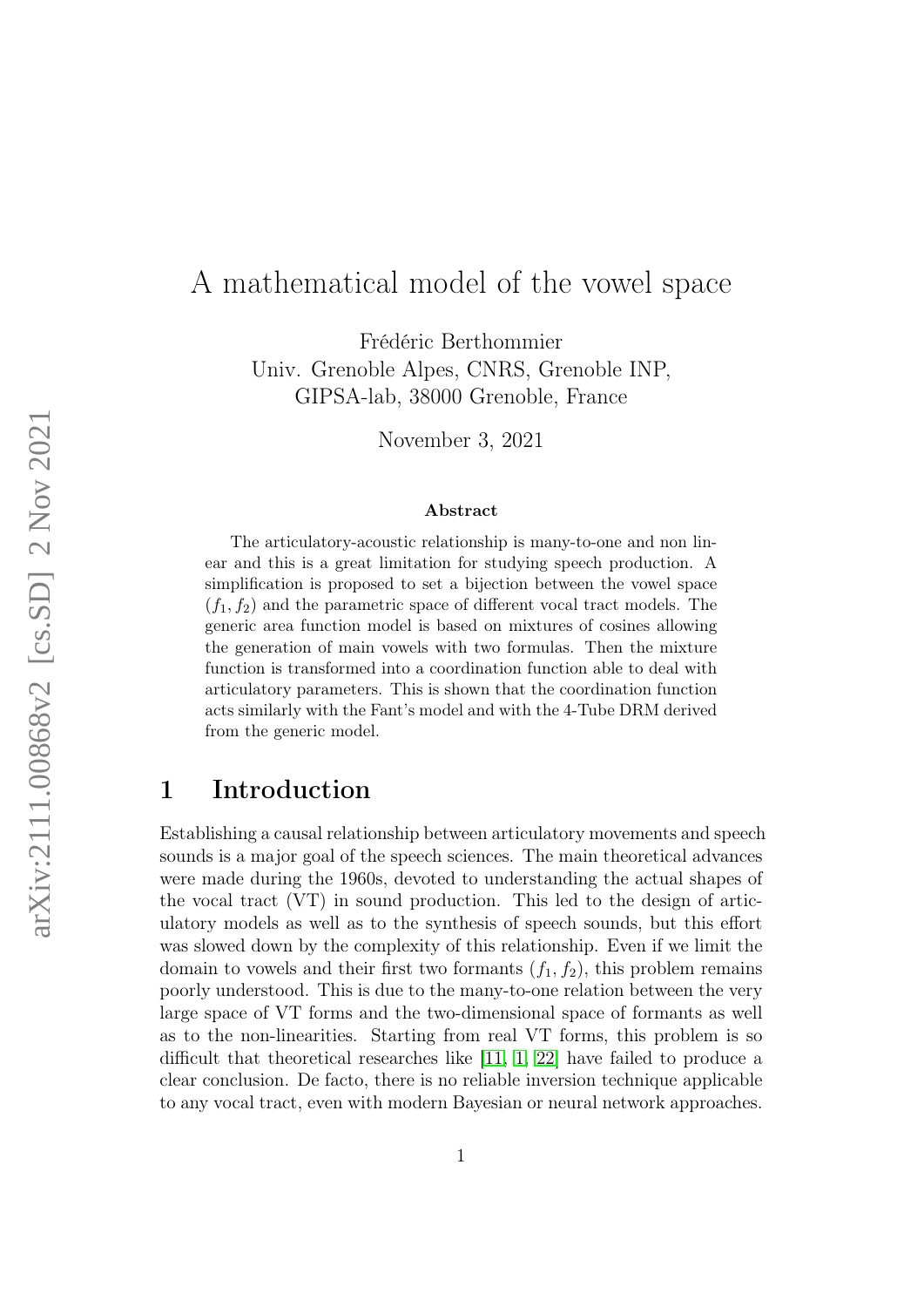# A mathematical model of the vowel space

Frédéric Berthommier
Univ. Grenoble Alpes, CNRS, Grenoble INP,
GIPSA-lab, 38000 Grenoble, France

November 3, 2021

**Abstract**

The articulatory-acoustic relationship is many-to-one and non linear and this is a great limitation for studying speech production. A simplification is proposed to set a bijection between the vowel space $(f_1, f_2)$ and the parametric space of different vocal tract models. The generic area function model is based on mixtures of cosines allowing the generation of main vowels with two formulas. Then the mixture function is transformed into a coordination function able to deal with articulatory parameters. This is shown that the coordination function acts similarly with the Fant's model and with the 4-Tube DRM derived from the generic model.

## 1 Introduction

Establishing a causal relationship between articulatory movements and speech sounds is a major goal of the speech sciences. The main theoretical advances were made during the 1960s, devoted to understanding the actual shapes of the vocal tract (VT) in sound production. This led to the design of articulatory models as well as to the synthesis of speech sounds, but this effort was slowed down by the complexity of this relationship. Even if we limit the domain to vowels and their first two formants $(f_1, f_2)$, this problem remains poorly understood. This is due to the many-to-one relation between the very large space of VT forms and the two-dimensional space of formants as well as to the non-linearities. Starting from real VT forms, this problem is so difficult that theoretical researches like [11, 1, 22] have failed to produce a clear conclusion. De facto, there is no reliable inversion technique applicable to any vocal tract, even with modern Bayesian or neural network approaches.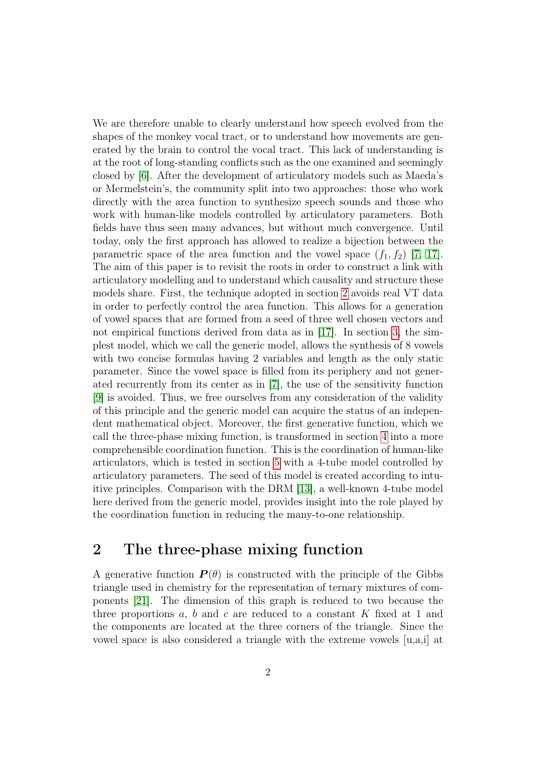We are therefore unable to clearly understand how speech evolved from the shapes of the monkey vocal tract, or to understand how movements are generated by the brain to control the vocal tract. This lack of understanding is at the root of long-standing conflicts such as the one examined and seemingly closed by [6]. After the development of articulatory models such as Maeda's or Mermelstein's, the community split into two approaches: those who work directly with the area function to synthesize speech sounds and those who work with human-like models controlled by articulatory parameters. Both fields have thus seen many advances, but without much convergence. Until today, only the first approach has allowed to realize a bijection between the parametric space of the area function and the vowel space $(f_1, f_2)$ [7, 17]. The aim of this paper is to revisit the roots in order to construct a link with articulatory modelling and to understand which causality and structure these models share. First, the technique adopted in section 2 avoids real VT data in order to perfectly control the area function. This allows for a generation of vowel spaces that are formed from a seed of three well chosen vectors and not empirical functions derived from data as in [17]. In section 3, the simplest model, which we call the generic model, allows the synthesis of 8 vowels with two concise formulas having 2 variables and length as the only static parameter. Since the vowel space is filled from its periphery and not generated recurrently from its center as in [7], the use of the sensitivity function [9] is avoided. Thus, we free ourselves from any consideration of the validity of this principle and the generic model can acquire the status of an independent mathematical object. Moreover, the first generative function, which we call the three-phase mixing function, is transformed in section 4 into a more comprehensible coordination function. This is the coordination of human-like articulators, which is tested in section 5 with a 4-tube model controlled by articulatory parameters. The seed of this model is created according to intuitive principles. Comparison with the DRM [13], a well-known 4-tube model here derived from the generic model, provides insight into the role played by the coordination function in reducing the many-to-one relationship.

## 2 The three-phase mixing function

A generative function $\boldsymbol{P}(\theta)$ is constructed with the principle of the Gibbs triangle used in chemistry for the representation of ternary mixtures of components [21]. The dimension of this graph is reduced to two because the three proportions $a$, $b$ and $c$ are reduced to a constant $K$ fixed at 1 and the components are located at the three corners of the triangle. Since the vowel space is also considered a triangle with the extreme vowels [u,a,i] at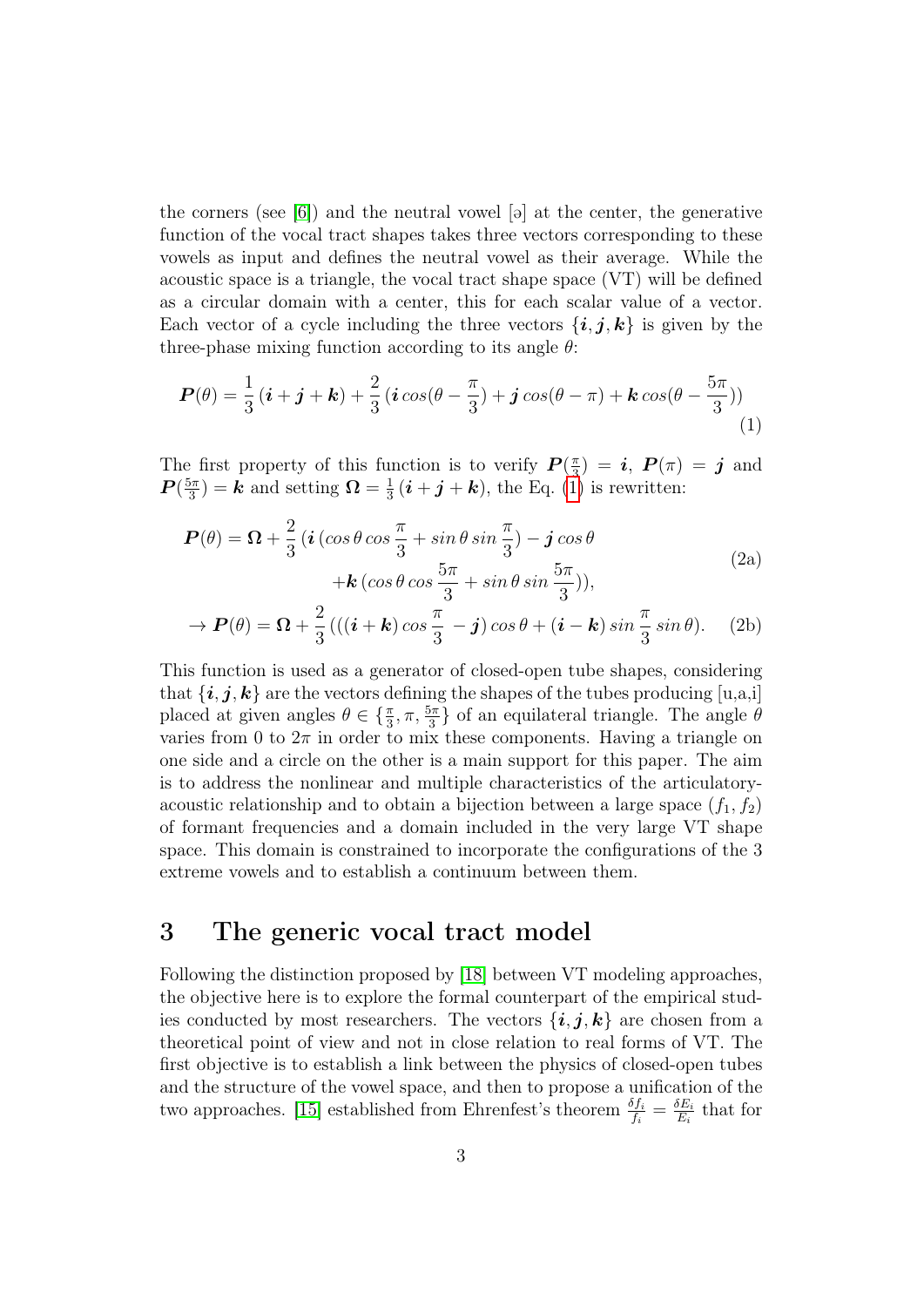the corners (see [6]) and the neutral vowel [ə] at the center, the generative function of the vocal tract shapes takes three vectors corresponding to these vowels as input and defines the neutral vowel as their average. While the acoustic space is a triangle, the vocal tract shape space (VT) will be defined as a circular domain with a center, this for each scalar value of a vector. Each vector of a cycle including the three vectors $\{\boldsymbol{i}, \boldsymbol{j}, \boldsymbol{k}\}$ is given by the three-phase mixing function according to its angle $\theta$:

$$\boldsymbol{P}(\theta) = \frac{1}{3}\,(\boldsymbol{i} + \boldsymbol{j} + \boldsymbol{k}) + \frac{2}{3}\,(\boldsymbol{i}\,cos(\theta - \frac{\pi}{3}) + \boldsymbol{j}\,cos(\theta - \pi) + \boldsymbol{k}\,cos(\theta - \frac{5\pi}{3})) \tag{1}$$

The first property of this function is to verify $\boldsymbol{P}(\frac{\pi}{3}) = \boldsymbol{i}$, $\boldsymbol{P}(\pi) = \boldsymbol{j}$ and $\boldsymbol{P}(\frac{5\pi}{3}) = \boldsymbol{k}$ and setting $\boldsymbol{\Omega} = \frac{1}{3}\,(\boldsymbol{i} + \boldsymbol{j} + \boldsymbol{k})$, the Eq. (1) is rewritten:

$$\boldsymbol{P}(\theta) = \boldsymbol{\Omega} + \frac{2}{3}\,(\boldsymbol{i}\,(cos\,\theta\,cos\,\frac{\pi}{3} + sin\,\theta\,sin\,\frac{\pi}{3}) - \boldsymbol{j}\,cos\,\theta + \boldsymbol{k}\,(cos\,\theta\,cos\,\frac{5\pi}{3} + sin\,\theta\,sin\,\frac{5\pi}{3})), \tag{2a}$$

$$\rightarrow \boldsymbol{P}(\theta) = \boldsymbol{\Omega} + \frac{2}{3}\,(((\boldsymbol{i} + \boldsymbol{k})\,cos\,\frac{\pi}{3} - \boldsymbol{j})\,cos\,\theta + (\boldsymbol{i} - \boldsymbol{k})\,sin\,\frac{\pi}{3}\,sin\,\theta). \tag{2b}$$

This function is used as a generator of closed-open tube shapes, considering that $\{\boldsymbol{i}, \boldsymbol{j}, \boldsymbol{k}\}$ are the vectors defining the shapes of the tubes producing [u,a,i] placed at given angles $\theta \in \{\frac{\pi}{3}, \pi, \frac{5\pi}{3}\}$ of an equilateral triangle. The angle $\theta$ varies from 0 to $2\pi$ in order to mix these components. Having a triangle on one side and a circle on the other is a main support for this paper. The aim is to address the nonlinear and multiple characteristics of the articulatory-acoustic relationship and to obtain a bijection between a large space $(f_1, f_2)$ of formant frequencies and a domain included in the very large VT shape space. This domain is constrained to incorporate the configurations of the 3 extreme vowels and to establish a continuum between them.

## 3 The generic vocal tract model

Following the distinction proposed by [18] between VT modeling approaches, the objective here is to explore the formal counterpart of the empirical studies conducted by most researchers. The vectors $\{\boldsymbol{i}, \boldsymbol{j}, \boldsymbol{k}\}$ are chosen from a theoretical point of view and not in close relation to real forms of VT. The first objective is to establish a link between the physics of closed-open tubes and the structure of the vowel space, and then to propose a unification of the two approaches. [15] established from Ehrenfest's theorem $\frac{\delta f_i}{f_i} = \frac{\delta E_i}{E_i}$ that for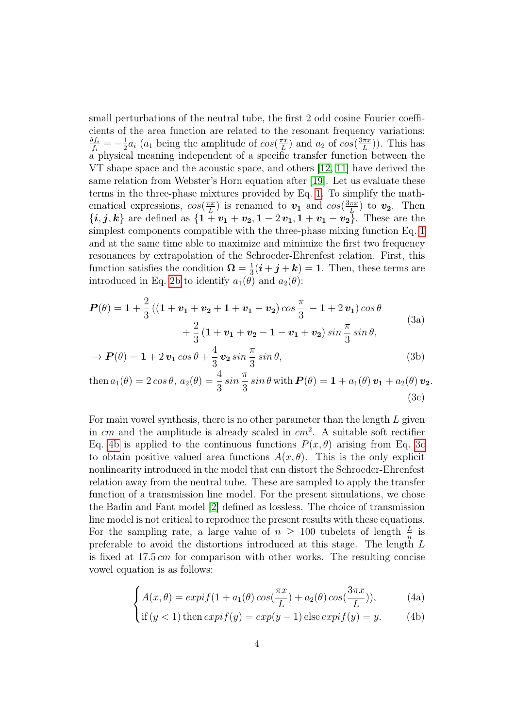small perturbations of the neutral tube, the first 2 odd cosine Fourier coefficients of the area function are related to the resonant frequency variations: $\frac{\delta f_i}{f_i} = -\frac{1}{2} a_i$ ($a_1$ being the amplitude of $cos(\frac{\pi x}{L})$ and $a_2$ of $cos(\frac{3\pi x}{L})$). This has a physical meaning independent of a specific transfer function between the VT shape space and the acoustic space, and others [12, 11] have derived the same relation from Webster's Horn equation after [19]. Let us evaluate these terms in the three-phase mixtures provided by Eq. 1. To simplify the mathematical expressions, $cos(\frac{\pi x}{L})$ is renamed to $\boldsymbol{v_1}$ and $cos(\frac{3\pi x}{L})$ to $\boldsymbol{v_2}$. Then $\{\boldsymbol{i}, \boldsymbol{j}, \boldsymbol{k}\}$ are defined as $\{\boldsymbol{1} + \boldsymbol{v_1} + \boldsymbol{v_2}, \boldsymbol{1} - 2\,\boldsymbol{v_1}, \boldsymbol{1} + \boldsymbol{v_1} - \boldsymbol{v_2}\}$. These are the simplest components compatible with the three-phase mixing function Eq. 1 and at the same time able to maximize and minimize the first two frequency resonances by extrapolation of the Schroeder-Ehrenfest relation. First, this function satisfies the condition $\boldsymbol{\Omega} = \frac{1}{3}(\boldsymbol{i} + \boldsymbol{j} + \boldsymbol{k}) = \boldsymbol{1}$. Then, these terms are introduced in Eq. 2b to identify $a_1(\theta)$ and $a_2(\theta)$:

$$\boldsymbol{P}(\theta) = \boldsymbol{1} + \frac{2}{3}\left((\boldsymbol{1} + \boldsymbol{v_1} + \boldsymbol{v_2} + \boldsymbol{1} + \boldsymbol{v_1} - \boldsymbol{v_2})\, cos\,\frac{\pi}{3}\, - \boldsymbol{1} + 2\,\boldsymbol{v_1}\right) cos\,\theta \\ + \frac{2}{3}\left(\boldsymbol{1} + \boldsymbol{v_1} + \boldsymbol{v_2} - \boldsymbol{1} - \boldsymbol{v_1} + \boldsymbol{v_2}\right) sin\,\frac{\pi}{3}\, sin\,\theta, \tag{3a}$$

$$\rightarrow \boldsymbol{P}(\theta) = \boldsymbol{1} + 2\,\boldsymbol{v_1}\, cos\,\theta + \frac{4}{3}\,\boldsymbol{v_2}\, sin\,\frac{\pi}{3}\, sin\,\theta, \tag{3b}$$

$$\text{then } a_1(\theta) = 2\,cos\,\theta,\; a_2(\theta) = \frac{4}{3}\,sin\,\frac{\pi}{3}\,sin\,\theta \text{ with } \boldsymbol{P}(\theta) = \boldsymbol{1} + a_1(\theta)\,\boldsymbol{v_1} + a_2(\theta)\,\boldsymbol{v_2}. \tag{3c}$$

For main vowel synthesis, there is no other parameter than the length $L$ given in $cm$ and the amplitude is already scaled in $cm^2$. A suitable soft rectifier Eq. 4b is applied to the continuous functions $P(x, \theta)$ arising from Eq. 3c to obtain positive valued area functions $A(x, \theta)$. This is the only explicit nonlinearity introduced in the model that can distort the Schroeder-Ehrenfest relation away from the neutral tube. These are sampled to apply the transfer function of a transmission line model. For the present simulations, we chose the Badin and Fant model [2] defined as lossless. The choice of transmission line model is not critical to reproduce the present results with these equations. For the sampling rate, a large value of $n \geq 100$ tubelets of length $\frac{L}{n}$ is preferable to avoid the distortions introduced at this stage. The length $L$ is fixed at $17.5\,cm$ for comparison with other works. The resulting concise vowel equation is as follows:

$$\begin{cases} A(x, \theta) = expif(1 + a_1(\theta)\, cos(\frac{\pi x}{L}) + a_2(\theta)\, cos(\frac{3\pi x}{L})), & \text{(4a)} \\ \text{if } (y < 1) \text{ then } expif(y) = exp(y - 1) \text{ else } expif(y) = y. & \text{(4b)} \end{cases}$$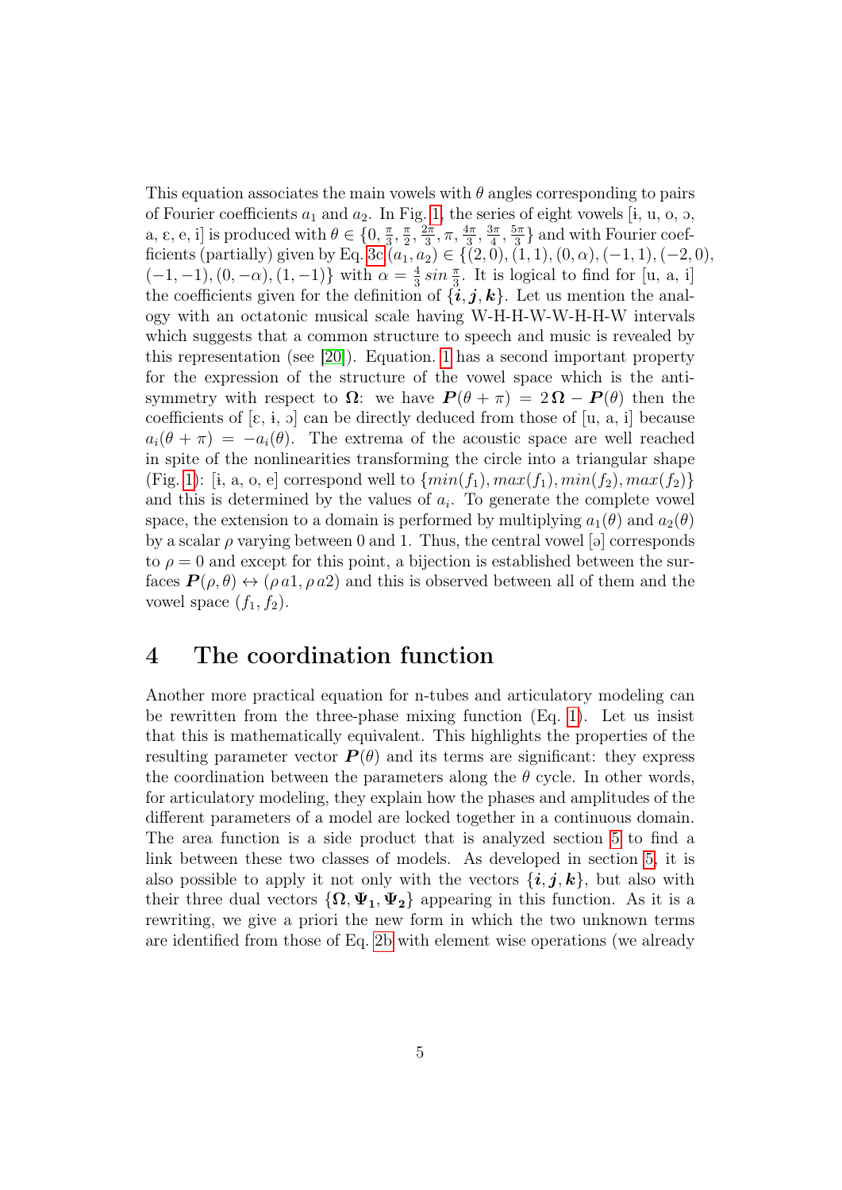This equation associates the main vowels with $\theta$ angles corresponding to pairs of Fourier coefficients $a_1$ and $a_2$. In Fig. 1, the series of eight vowels [i, u, o, ɔ, a, ɛ, e, i] is produced with $\theta \in \{0, \frac{\pi}{3}, \frac{\pi}{2}, \frac{2\pi}{3}, \pi, \frac{4\pi}{3}, \frac{3\pi}{4}, \frac{5\pi}{3}\}$ and with Fourier coefficients (partially) given by Eq. 3c $(a_1, a_2) \in \{(2, 0), (1, 1), (0, \alpha), (-1, 1), (-2, 0), (-1, -1), (0, -\alpha), (1, -1)\}$ with $\alpha = \frac{4}{3}\, sin\, \frac{\pi}{3}$. It is logical to find for [u, a, i] the coefficients given for the definition of $\{\boldsymbol{i}, \boldsymbol{j}, \boldsymbol{k}\}$. Let us mention the analogy with an octatonic musical scale having W-H-H-W-W-H-H-W intervals which suggests that a common structure to speech and music is revealed by this representation (see [20]). Equation. 1 has a second important property for the expression of the structure of the vowel space which is the antisymmetry with respect to $\boldsymbol{\Omega}$: we have $\boldsymbol{P}(\theta + \pi) = 2\,\boldsymbol{\Omega} - \boldsymbol{P}(\theta)$ then the coefficients of [ɛ, ɨ, ɔ] can be directly deduced from those of [u, a, i] because $a_i(\theta + \pi) = -a_i(\theta)$. The extrema of the acoustic space are well reached in spite of the nonlinearities transforming the circle into a triangular shape (Fig. 1): [i, a, o, e] correspond well to $\{min(f_1), max(f_1), min(f_2), max(f_2)\}$ and this is determined by the values of $a_i$. To generate the complete vowel space, the extension to a domain is performed by multiplying $a_1(\theta)$ and $a_2(\theta)$ by a scalar $\rho$ varying between 0 and 1. Thus, the central vowel [ə] corresponds to $\rho = 0$ and except for this point, a bijection is established between the surfaces $\boldsymbol{P}(\rho, \theta) \leftrightarrow (\rho\, a1, \rho\, a2)$ and this is observed between all of them and the vowel space $(f_1, f_2)$.

# 4 The coordination function

Another more practical equation for n-tubes and articulatory modeling can be rewritten from the three-phase mixing function (Eq. 1). Let us insist that this is mathematically equivalent. This highlights the properties of the resulting parameter vector $\boldsymbol{P}(\theta)$ and its terms are significant: they express the coordination between the parameters along the $\theta$ cycle. In other words, for articulatory modeling, they explain how the phases and amplitudes of the different parameters of a model are locked together in a continuous domain. The area function is a side product that is analyzed section 5 to find a link between these two classes of models. As developed in section 5, it is also possible to apply it not only with the vectors $\{\boldsymbol{i}, \boldsymbol{j}, \boldsymbol{k}\}$, but also with their three dual vectors $\{\boldsymbol{\Omega}, \boldsymbol{\Psi_1}, \boldsymbol{\Psi_2}\}$ appearing in this function. As it is a rewriting, we give a priori the new form in which the two unknown terms are identified from those of Eq. 2b with element wise operations (we already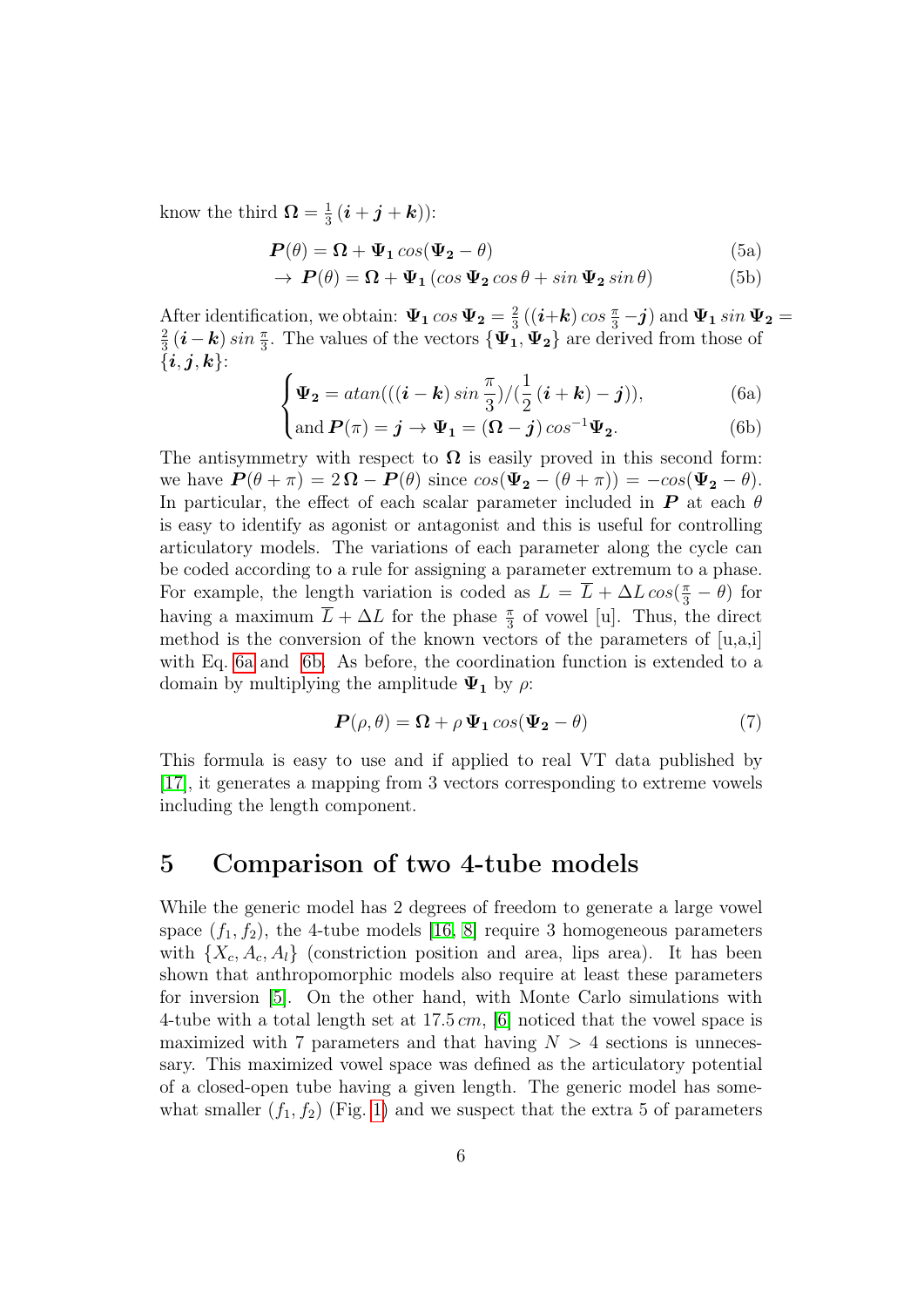know the third $\boldsymbol{\Omega} = \frac{1}{3}\,(\boldsymbol{i}+\boldsymbol{j}+\boldsymbol{k})$):

$$\boldsymbol{P}(\theta) = \boldsymbol{\Omega} + \boldsymbol{\Psi_1}\,cos(\boldsymbol{\Psi_2} - \theta) \tag{5a}$$

$$\rightarrow\; \boldsymbol{P}(\theta) = \boldsymbol{\Omega} + \boldsymbol{\Psi_1}\,(cos\,\boldsymbol{\Psi_2}\,cos\,\theta + sin\,\boldsymbol{\Psi_2}\,sin\,\theta) \tag{5b}$$

After identification, we obtain: $\boldsymbol{\Psi_1}\,cos\,\boldsymbol{\Psi_2} = \frac{2}{3}\,((\boldsymbol{i}+\boldsymbol{k})\,cos\,\frac{\pi}{3} - \boldsymbol{j})$ and $\boldsymbol{\Psi_1}\,sin\,\boldsymbol{\Psi_2} = \frac{2}{3}\,(\boldsymbol{i}-\boldsymbol{k})\,sin\,\frac{\pi}{3}$. The values of the vectors $\{\boldsymbol{\Psi_1}, \boldsymbol{\Psi_2}\}$ are derived from those of $\{\boldsymbol{i}, \boldsymbol{j}, \boldsymbol{k}\}$:

$$\begin{cases} \boldsymbol{\Psi_2} = atan(((\boldsymbol{i}-\boldsymbol{k})\,sin\,\dfrac{\pi}{3})/(\dfrac{1}{2}\,(\boldsymbol{i}+\boldsymbol{k}) - \boldsymbol{j})), & \text{(6a)} \\ \text{and } \boldsymbol{P}(\pi) = \boldsymbol{j} \rightarrow \boldsymbol{\Psi_1} = (\boldsymbol{\Omega} - \boldsymbol{j})\,cos^{-1}\boldsymbol{\Psi_2}. & \text{(6b)} \end{cases}$$

The antisymmetry with respect to $\boldsymbol{\Omega}$ is easily proved in this second form: we have $\boldsymbol{P}(\theta+\pi) = 2\,\boldsymbol{\Omega} - \boldsymbol{P}(\theta)$ since $cos(\boldsymbol{\Psi_2} - (\theta+\pi)) = -cos(\boldsymbol{\Psi_2} - \theta)$. In particular, the effect of each scalar parameter included in $\boldsymbol{P}$ at each $\theta$ is easy to identify as agonist or antagonist and this is useful for controlling articulatory models. The variations of each parameter along the cycle can be coded according to a rule for assigning a parameter extremum to a phase. For example, the length variation is coded as $L = \overline{L} + \Delta L\,cos(\frac{\pi}{3} - \theta)$ for having a maximum $\overline{L} + \Delta L$ for the phase $\frac{\pi}{3}$ of vowel [u]. Thus, the direct method is the conversion of the known vectors of the parameters of [u,a,i] with Eq. 6a and 6b. As before, the coordination function is extended to a domain by multiplying the amplitude $\boldsymbol{\Psi_1}$ by $\rho$:

$$\boldsymbol{P}(\rho, \theta) = \boldsymbol{\Omega} + \rho\,\boldsymbol{\Psi_1}\,cos(\boldsymbol{\Psi_2} - \theta) \tag{7}$$

This formula is easy to use and if applied to real VT data published by [17], it generates a mapping from 3 vectors corresponding to extreme vowels including the length component.

## 5 Comparison of two 4-tube models

While the generic model has 2 degrees of freedom to generate a large vowel space $(f_1, f_2)$, the 4-tube models [16, 8] require 3 homogeneous parameters with $\{X_c, A_c, A_l\}$ (constriction position and area, lips area). It has been shown that anthropomorphic models also require at least these parameters for inversion [5]. On the other hand, with Monte Carlo simulations with 4-tube with a total length set at $17.5\,cm$, [6] noticed that the vowel space is maximized with 7 parameters and that having $N > 4$ sections is unnecessary. This maximized vowel space was defined as the articulatory potential of a closed-open tube having a given length. The generic model has somewhat smaller $(f_1, f_2)$ (Fig. 1) and we suspect that the extra 5 of parameters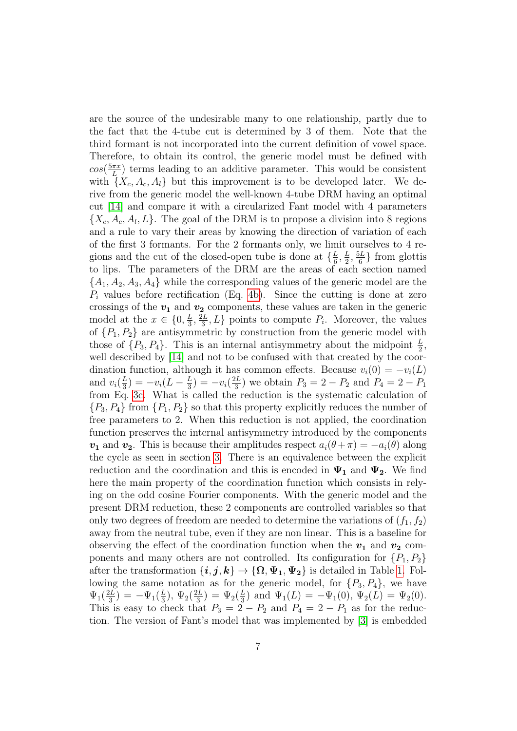are the source of the undesirable many to one relationship, partly due to the fact that the 4-tube cut is determined by 3 of them. Note that the third formant is not incorporated into the current definition of vowel space. Therefore, to obtain its control, the generic model must be defined with $cos(\frac{5\pi x}{L})$ terms leading to an additive parameter. This would be consistent with $\{X_c, A_c, A_l\}$ but this improvement is to be developed later. We derive from the generic model the well-known 4-tube DRM having an optimal cut [14] and compare it with a circularized Fant model with 4 parameters $\{X_c, A_c, A_l, L\}$. The goal of the DRM is to propose a division into 8 regions and a rule to vary their areas by knowing the direction of variation of each of the first 3 formants. For the 2 formants only, we limit ourselves to 4 regions and the cut of the closed-open tube is done at $\{\frac{L}{6}, \frac{L}{2}, \frac{5L}{6}\}$ from glottis to lips. The parameters of the DRM are the areas of each section named $\{A_1, A_2, A_3, A_4\}$ while the corresponding values of the generic model are the $P_i$ values before rectification (Eq. 4b). Since the cutting is done at zero crossings of the $\boldsymbol{v_1}$ and $\boldsymbol{v_2}$ components, these values are taken in the generic model at the $x \in \{0, \frac{L}{3}, \frac{2L}{3}, L\}$ points to compute $P_i$. Moreover, the values of $\{P_1, P_2\}$ are antisymmetric by construction from the generic model with those of $\{P_3, P_4\}$. This is an internal antisymmetry about the midpoint $\frac{L}{2}$, well described by [14] and not to be confused with that created by the coordination function, although it has common effects. Because $v_i(0) = -v_i(L)$ and $v_i(\frac{L}{3}) = -v_i(L - \frac{L}{3}) = -v_i(\frac{2L}{3})$ we obtain $P_3 = 2 - P_2$ and $P_4 = 2 - P_1$ from Eq. 3c. What is called the reduction is the systematic calculation of $\{P_3, P_4\}$ from $\{P_1, P_2\}$ so that this property explicitly reduces the number of free parameters to 2. When this reduction is not applied, the coordination function preserves the internal antisymmetry introduced by the components $\boldsymbol{v_1}$ and $\boldsymbol{v_2}$. This is because their amplitudes respect $a_i(\theta + \pi) = -a_i(\theta)$ along the cycle as seen in section 3. There is an equivalence between the explicit reduction and the coordination and this is encoded in $\boldsymbol{\Psi_1}$ and $\boldsymbol{\Psi_2}$. We find here the main property of the coordination function which consists in relying on the odd cosine Fourier components. With the generic model and the present DRM reduction, these 2 components are controlled variables so that only two degrees of freedom are needed to determine the variations of $(f_1, f_2)$ away from the neutral tube, even if they are non linear. This is a baseline for observing the effect of the coordination function when the $\boldsymbol{v_1}$ and $\boldsymbol{v_2}$ components and many others are not controlled. Its configuration for $\{P_1, P_2\}$ after the transformation $\{\boldsymbol{i}, \boldsymbol{j}, \boldsymbol{k}\} \rightarrow \{\boldsymbol{\Omega}, \boldsymbol{\Psi_1}, \boldsymbol{\Psi_2}\}$ is detailed in Table 1. Following the same notation as for the generic model, for $\{P_3, P_4\}$, we have $\Psi_1(\frac{2L}{3}) = -\Psi_1(\frac{L}{3})$, $\Psi_2(\frac{2L}{3}) = \Psi_2(\frac{L}{3})$ and $\Psi_1(L) = -\Psi_1(0)$, $\Psi_2(L) = \Psi_2(0)$. This is easy to check that $P_3 = 2 - P_2$ and $P_4 = 2 - P_1$ as for the reduction. The version of Fant's model that was implemented by [3] is embedded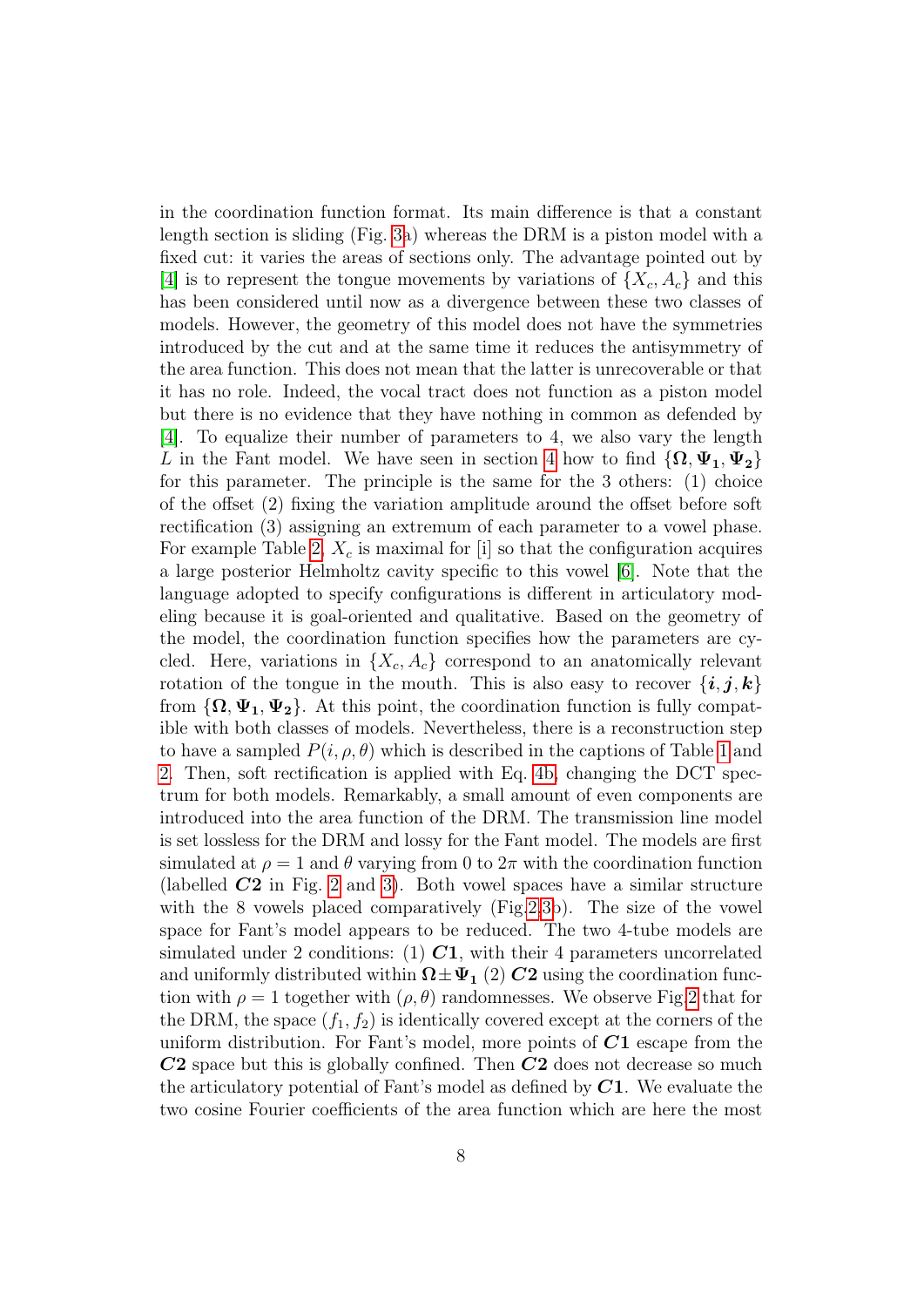in the coordination function format. Its main difference is that a constant length section is sliding (Fig. 3a) whereas the DRM is a piston model with a fixed cut: it varies the areas of sections only. The advantage pointed out by [4] is to represent the tongue movements by variations of $\{X_c, A_c\}$ and this has been considered until now as a divergence between these two classes of models. However, the geometry of this model does not have the symmetries introduced by the cut and at the same time it reduces the antisymmetry of the area function. This does not mean that the latter is unrecoverable or that it has no role. Indeed, the vocal tract does not function as a piston model but there is no evidence that they have nothing in common as defended by [4]. To equalize their number of parameters to 4, we also vary the length $L$ in the Fant model. We have seen in section 4 how to find $\{\boldsymbol{\Omega}, \boldsymbol{\Psi_1}, \boldsymbol{\Psi_2}\}$ for this parameter. The principle is the same for the 3 others: (1) choice of the offset (2) fixing the variation amplitude around the offset before soft rectification (3) assigning an extremum of each parameter to a vowel phase. For example Table 2, $X_c$ is maximal for [i] so that the configuration acquires a large posterior Helmholtz cavity specific to this vowel [6]. Note that the language adopted to specify configurations is different in articulatory modeling because it is goal-oriented and qualitative. Based on the geometry of the model, the coordination function specifies how the parameters are cycled. Here, variations in $\{X_c, A_c\}$ correspond to an anatomically relevant rotation of the tongue in the mouth. This is also easy to recover $\{\boldsymbol{i}, \boldsymbol{j}, \boldsymbol{k}\}$ from $\{\boldsymbol{\Omega}, \boldsymbol{\Psi_1}, \boldsymbol{\Psi_2}\}$. At this point, the coordination function is fully compatible with both classes of models. Nevertheless, there is a reconstruction step to have a sampled $P(i, \rho, \theta)$ which is described in the captions of Table 1 and 2. Then, soft rectification is applied with Eq. 4b, changing the DCT spectrum for both models. Remarkably, a small amount of even components are introduced into the area function of the DRM. The transmission line model is set lossless for the DRM and lossy for the Fant model. The models are first simulated at $\rho = 1$ and $\theta$ varying from 0 to $2\pi$ with the coordination function (labelled $\boldsymbol{C2}$ in Fig. 2 and 3). Both vowel spaces have a similar structure with the 8 vowels placed comparatively (Fig.2,3b). The size of the vowel space for Fant's model appears to be reduced. The two 4-tube models are simulated under 2 conditions: (1) $\boldsymbol{C1}$, with their 4 parameters uncorrelated and uniformly distributed within $\boldsymbol{\Omega} \pm \boldsymbol{\Psi_1}$ (2) $\boldsymbol{C2}$ using the coordination function with $\rho = 1$ together with $(\rho, \theta)$ randomnesses. We observe Fig.2 that for the DRM, the space $(f_1, f_2)$ is identically covered except at the corners of the uniform distribution. For Fant's model, more points of $\boldsymbol{C1}$ escape from the $\boldsymbol{C2}$ space but this is globally confined. Then $\boldsymbol{C2}$ does not decrease so much the articulatory potential of Fant's model as defined by $\boldsymbol{C1}$. We evaluate the two cosine Fourier coefficients of the area function which are here the most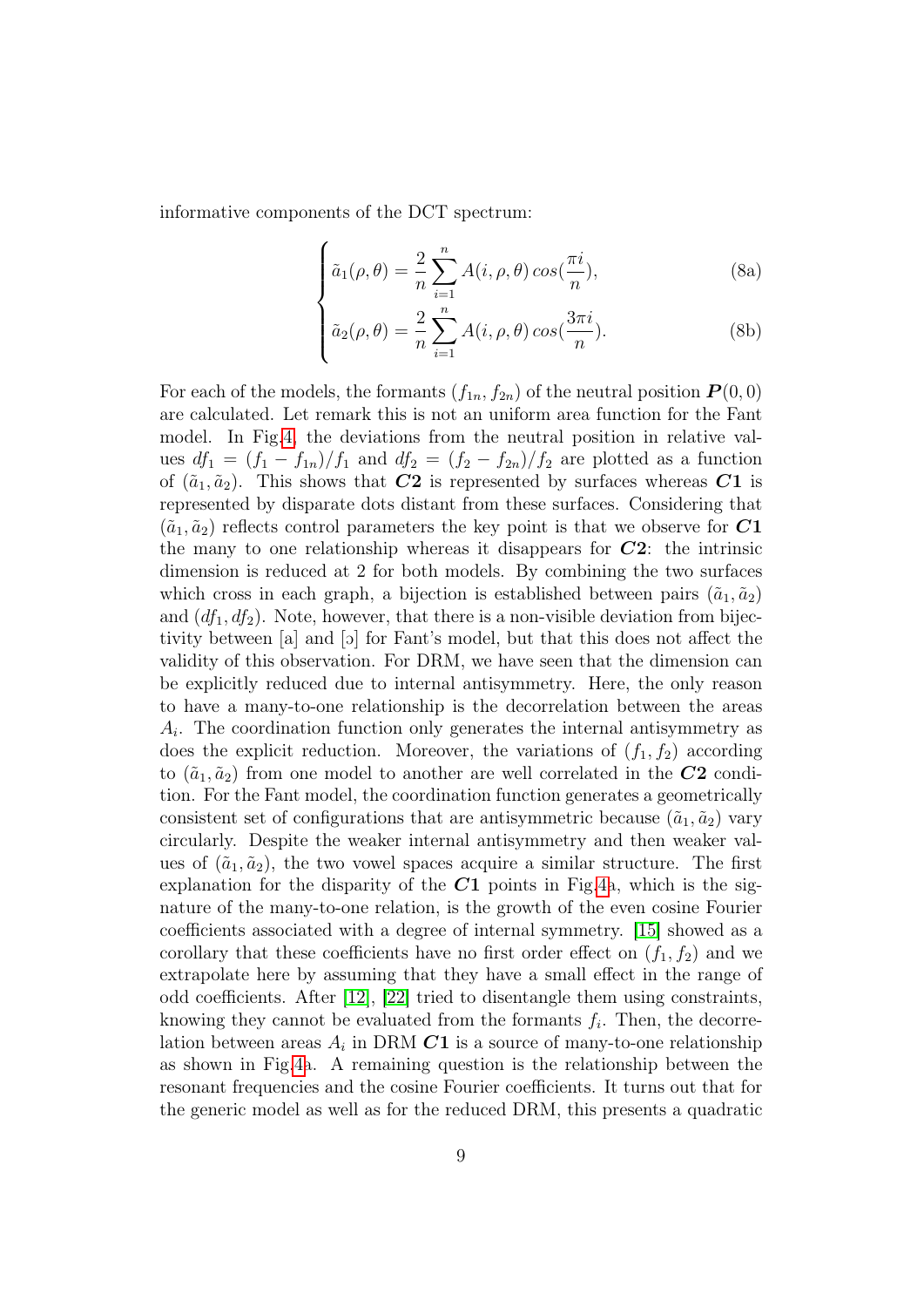informative components of the DCT spectrum:

$$
\begin{cases}
\tilde{a}_1(\rho,\theta) = \dfrac{2}{n}\displaystyle\sum_{i=1}^{n} A(i,\rho,\theta)\, cos(\dfrac{\pi i}{n}), & \text{(8a)}\\[2ex]
\tilde{a}_2(\rho,\theta) = \dfrac{2}{n}\displaystyle\sum_{i=1}^{n} A(i,\rho,\theta)\, cos(\dfrac{3\pi i}{n}). & \text{(8b)}
\end{cases}
$$

For each of the models, the formants $(f_{1n}, f_{2n})$ of the neutral position $\boldsymbol{P}(0,0)$ are calculated. Let remark this is not an uniform area function for the Fant model. In Fig.4, the deviations from the neutral position in relative values $df_1 = (f_1 - f_{1n})/f_1$ and $df_2 = (f_2 - f_{2n})/f_2$ are plotted as a function of $(\tilde{a}_1, \tilde{a}_2)$. This shows that $\boldsymbol{C2}$ is represented by surfaces whereas $\boldsymbol{C1}$ is represented by disparate dots distant from these surfaces. Considering that $(\tilde{a}_1, \tilde{a}_2)$ reflects control parameters the key point is that we observe for $\boldsymbol{C1}$ the many to one relationship whereas it disappears for $\boldsymbol{C2}$: the intrinsic dimension is reduced at 2 for both models. By combining the two surfaces which cross in each graph, a bijection is established between pairs $(\tilde{a}_1, \tilde{a}_2)$ and $(df_1, df_2)$. Note, however, that there is a non-visible deviation from bijectivity between [a] and [ɔ] for Fant's model, but that this does not affect the validity of this observation. For DRM, we have seen that the dimension can be explicitly reduced due to internal antisymmetry. Here, the only reason to have a many-to-one relationship is the decorrelation between the areas $A_i$. The coordination function only generates the internal antisymmetry as does the explicit reduction. Moreover, the variations of $(f_1, f_2)$ according to $(\tilde{a}_1, \tilde{a}_2)$ from one model to another are well correlated in the $\boldsymbol{C2}$ condition. For the Fant model, the coordination function generates a geometrically consistent set of configurations that are antisymmetric because $(\tilde{a}_1, \tilde{a}_2)$ vary circularly. Despite the weaker internal antisymmetry and then weaker values of $(\tilde{a}_1, \tilde{a}_2)$, the two vowel spaces acquire a similar structure. The first explanation for the disparity of the $\boldsymbol{C1}$ points in Fig.4a, which is the signature of the many-to-one relation, is the growth of the even cosine Fourier coefficients associated with a degree of internal symmetry. [15] showed as a corollary that these coefficients have no first order effect on $(f_1, f_2)$ and we extrapolate here by assuming that they have a small effect in the range of odd coefficients. After [12], [22] tried to disentangle them using constraints, knowing they cannot be evaluated from the formants $f_i$. Then, the decorrelation between areas $A_i$ in DRM $\boldsymbol{C1}$ is a source of many-to-one relationship as shown in Fig.4a. A remaining question is the relationship between the resonant frequencies and the cosine Fourier coefficients. It turns out that for the generic model as well as for the reduced DRM, this presents a quadratic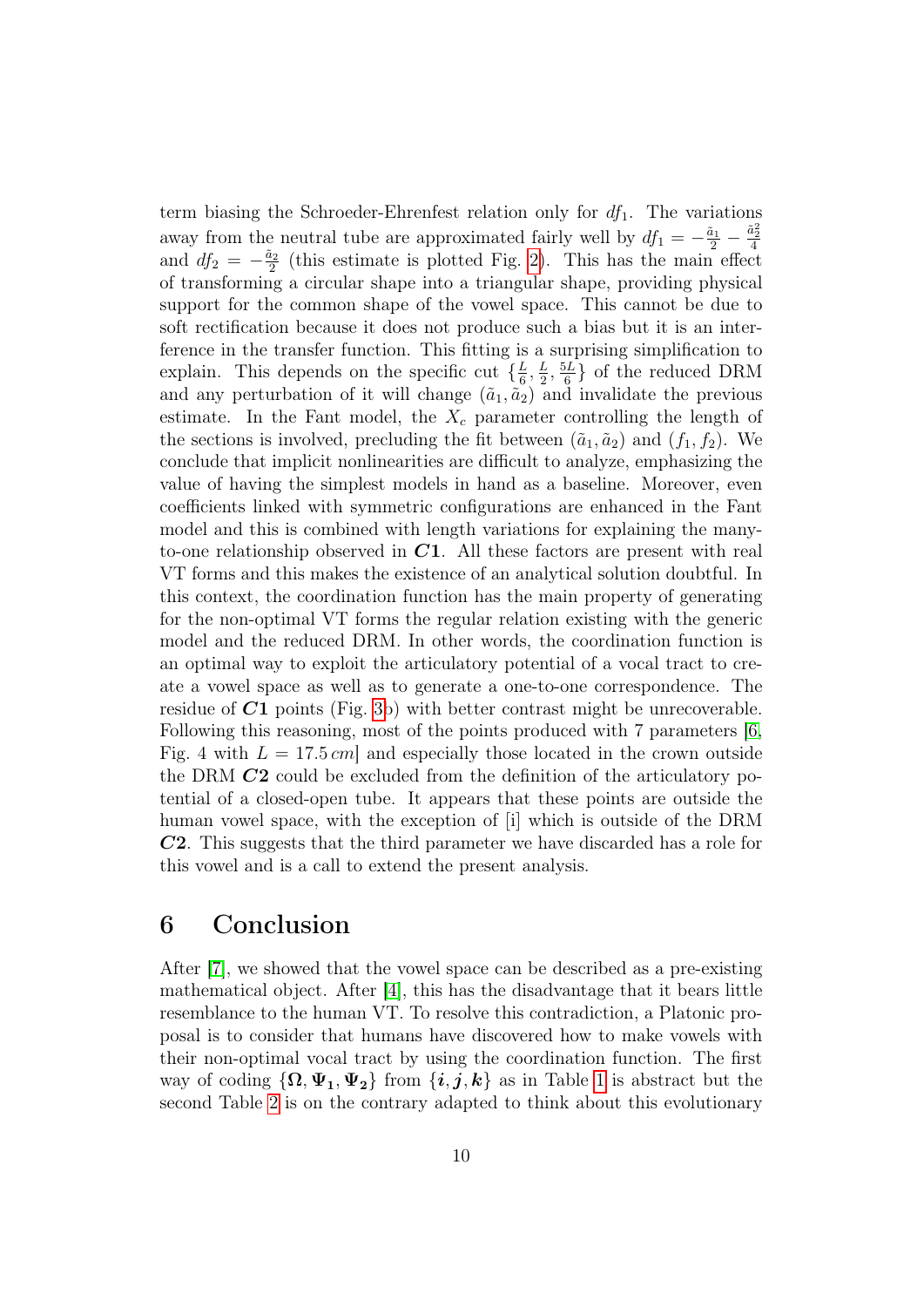term biasing the Schroeder-Ehrenfest relation only for $df_1$. The variations away from the neutral tube are approximated fairly well by $df_1 = -\frac{\tilde{a}_1}{2} - \frac{\tilde{a}_2^2}{4}$ and $df_2 = -\frac{\tilde{a}_2}{2}$ (this estimate is plotted Fig. 2). This has the main effect of transforming a circular shape into a triangular shape, providing physical support for the common shape of the vowel space. This cannot be due to soft rectification because it does not produce such a bias but it is an interference in the transfer function. This fitting is a surprising simplification to explain. This depends on the specific cut $\{\frac{L}{6}, \frac{L}{2}, \frac{5L}{6}\}$ of the reduced DRM and any perturbation of it will change $(\tilde{a}_1, \tilde{a}_2)$ and invalidate the previous estimate. In the Fant model, the $X_c$ parameter controlling the length of the sections is involved, precluding the fit between $(\tilde{a}_1, \tilde{a}_2)$ and $(f_1, f_2)$. We conclude that implicit nonlinearities are difficult to analyze, emphasizing the value of having the simplest models in hand as a baseline. Moreover, even coefficients linked with symmetric configurations are enhanced in the Fant model and this is combined with length variations for explaining the many-to-one relationship observed in $\boldsymbol{C1}$. All these factors are present with real VT forms and this makes the existence of an analytical solution doubtful. In this context, the coordination function has the main property of generating for the non-optimal VT forms the regular relation existing with the generic model and the reduced DRM. In other words, the coordination function is an optimal way to exploit the articulatory potential of a vocal tract to create a vowel space as well as to generate a one-to-one correspondence. The residue of $\boldsymbol{C1}$ points (Fig. 3b) with better contrast might be unrecoverable. Following this reasoning, most of the points produced with 7 parameters [6, Fig. 4 with $L = 17.5\,cm$] and especially those located in the crown outside the DRM $\boldsymbol{C2}$ could be excluded from the definition of the articulatory potential of a closed-open tube. It appears that these points are outside the human vowel space, with the exception of [i] which is outside of the DRM $\boldsymbol{C2}$. This suggests that the third parameter we have discarded has a role for this vowel and is a call to extend the present analysis.

# 6 Conclusion

After [7], we showed that the vowel space can be described as a pre-existing mathematical object. After [4], this has the disadvantage that it bears little resemblance to the human VT. To resolve this contradiction, a Platonic proposal is to consider that humans have discovered how to make vowels with their non-optimal vocal tract by using the coordination function. The first way of coding $\{\boldsymbol{\Omega}, \boldsymbol{\Psi_1}, \boldsymbol{\Psi_2}\}$ from $\{\boldsymbol{i}, \boldsymbol{j}, \boldsymbol{k}\}$ as in Table 1 is abstract but the second Table 2 is on the contrary adapted to think about this evolutionary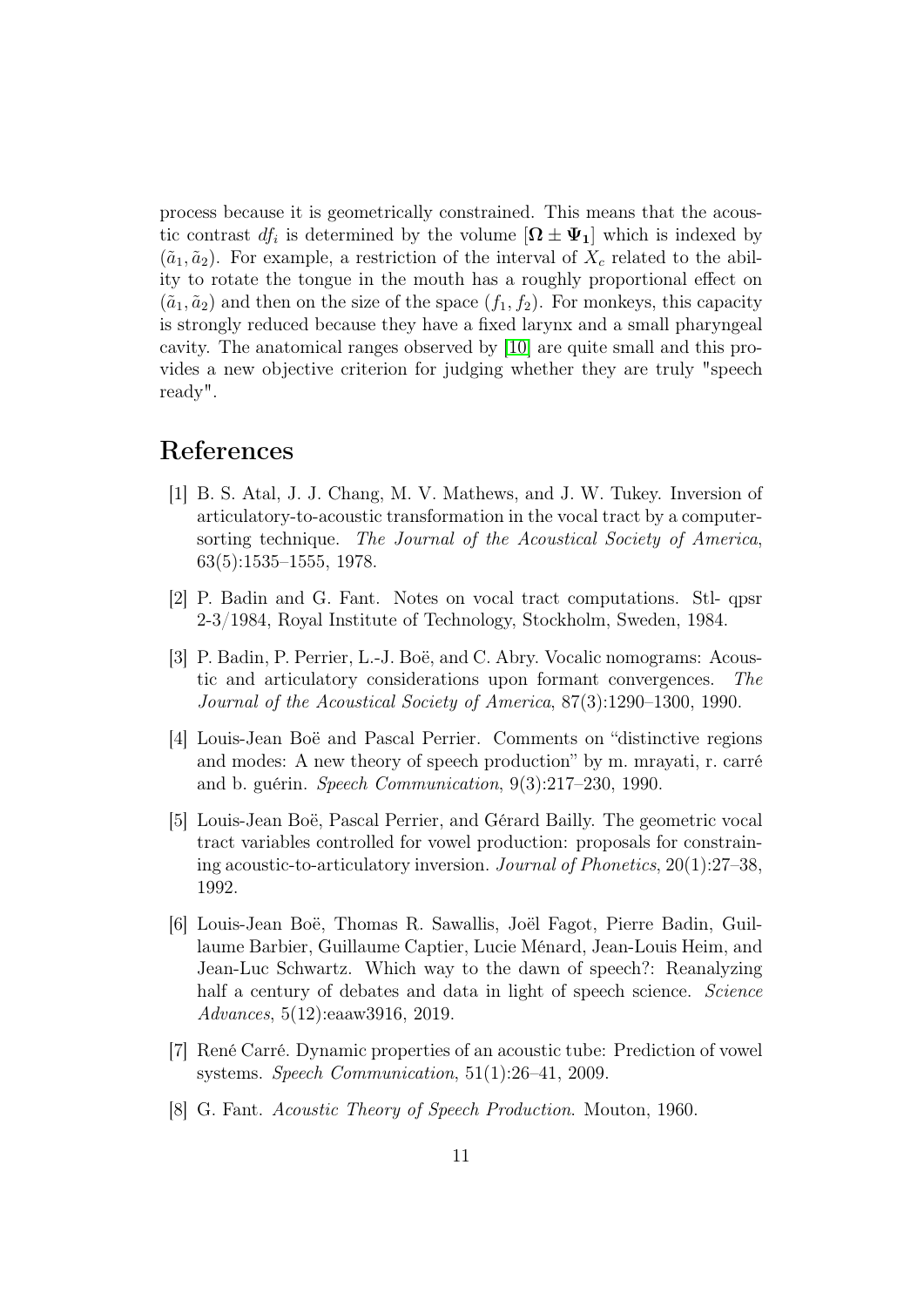process because it is geometrically constrained. This means that the acoustic contrast $df_i$ is determined by the volume $[\mathbf{\Omega} \pm \mathbf{\Psi_1}]$ which is indexed by $(\tilde{a}_1, \tilde{a}_2)$. For example, a restriction of the interval of $X_c$ related to the ability to rotate the tongue in the mouth has a roughly proportional effect on $(\tilde{a}_1, \tilde{a}_2)$ and then on the size of the space $(f_1, f_2)$. For monkeys, this capacity is strongly reduced because they have a fixed larynx and a small pharyngeal cavity. The anatomical ranges observed by [10] are quite small and this provides a new objective criterion for judging whether they are truly "speech ready".

# References

[1] B. S. Atal, J. J. Chang, M. V. Mathews, and J. W. Tukey. Inversion of articulatory-to-acoustic transformation in the vocal tract by a computer-sorting technique. *The Journal of the Acoustical Society of America*, 63(5):1535–1555, 1978.

[2] P. Badin and G. Fant. Notes on vocal tract computations. Stl- qpsr 2-3/1984, Royal Institute of Technology, Stockholm, Sweden, 1984.

[3] P. Badin, P. Perrier, L.-J. Boë, and C. Abry. Vocalic nomograms: Acoustic and articulatory considerations upon formant convergences. *The Journal of the Acoustical Society of America*, 87(3):1290–1300, 1990.

[4] Louis-Jean Boë and Pascal Perrier. Comments on "distinctive regions and modes: A new theory of speech production" by m. mrayati, r. carré and b. guérin. *Speech Communication*, 9(3):217–230, 1990.

[5] Louis-Jean Boë, Pascal Perrier, and Gérard Bailly. The geometric vocal tract variables controlled for vowel production: proposals for constraining acoustic-to-articulatory inversion. *Journal of Phonetics*, 20(1):27–38, 1992.

[6] Louis-Jean Boë, Thomas R. Sawallis, Joël Fagot, Pierre Badin, Guillaume Barbier, Guillaume Captier, Lucie Ménard, Jean-Louis Heim, and Jean-Luc Schwartz. Which way to the dawn of speech?: Reanalyzing half a century of debates and data in light of speech science. *Science Advances*, 5(12):eaaw3916, 2019.

[7] René Carré. Dynamic properties of an acoustic tube: Prediction of vowel systems. *Speech Communication*, 51(1):26–41, 2009.

[8] G. Fant. *Acoustic Theory of Speech Production*. Mouton, 1960.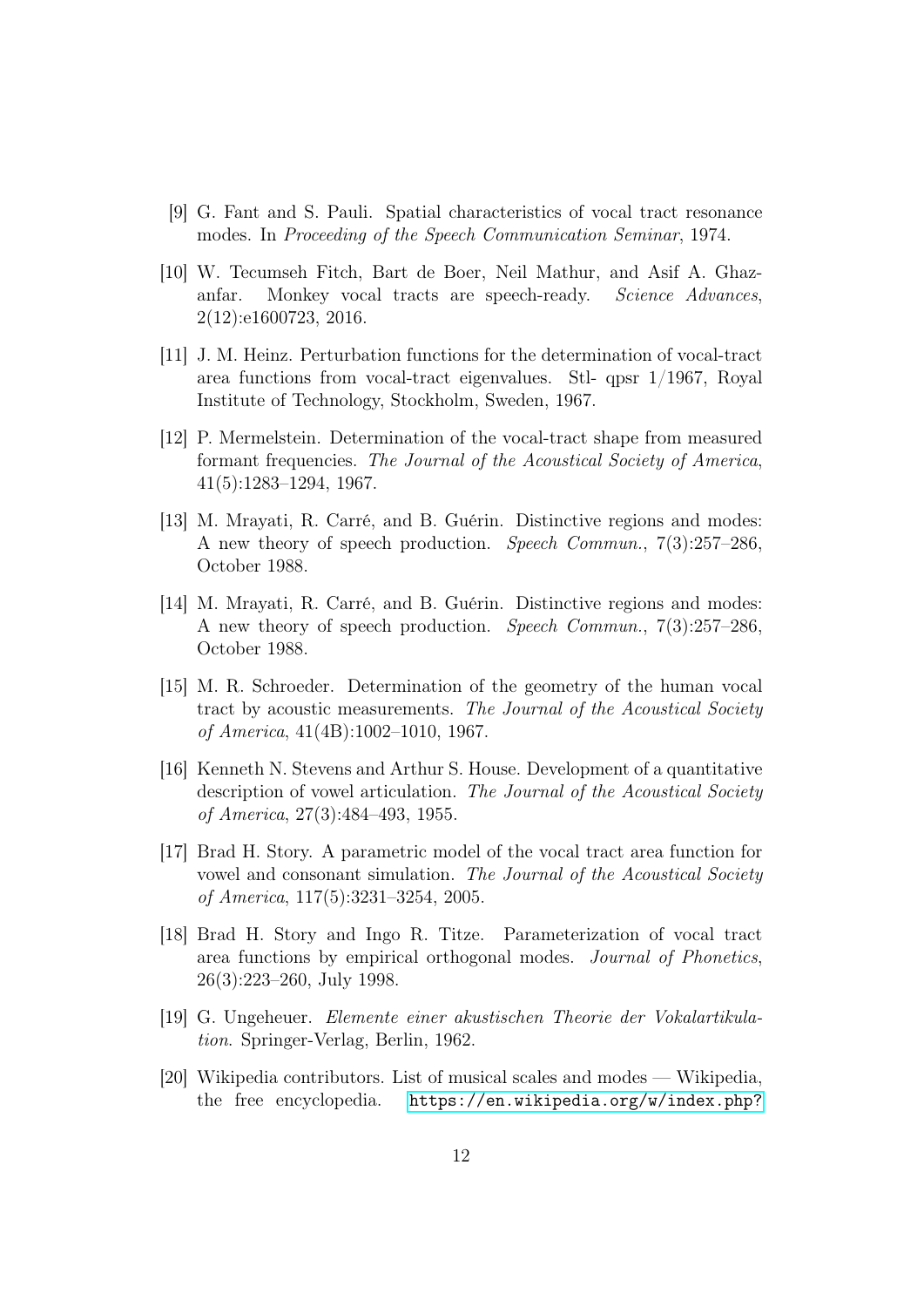[9] G. Fant and S. Pauli. Spatial characteristics of vocal tract resonance modes. In *Proceeding of the Speech Communication Seminar*, 1974.

[10] W. Tecumseh Fitch, Bart de Boer, Neil Mathur, and Asif A. Ghazanfar. Monkey vocal tracts are speech-ready. *Science Advances*, 2(12):e1600723, 2016.

[11] J. M. Heinz. Perturbation functions for the determination of vocal-tract area functions from vocal-tract eigenvalues. Stl- qpsr 1/1967, Royal Institute of Technology, Stockholm, Sweden, 1967.

[12] P. Mermelstein. Determination of the vocal-tract shape from measured formant frequencies. *The Journal of the Acoustical Society of America*, 41(5):1283–1294, 1967.

[13] M. Mrayati, R. Carré, and B. Guérin. Distinctive regions and modes: A new theory of speech production. *Speech Commun.*, 7(3):257–286, October 1988.

[14] M. Mrayati, R. Carré, and B. Guérin. Distinctive regions and modes: A new theory of speech production. *Speech Commun.*, 7(3):257–286, October 1988.

[15] M. R. Schroeder. Determination of the geometry of the human vocal tract by acoustic measurements. *The Journal of the Acoustical Society of America*, 41(4B):1002–1010, 1967.

[16] Kenneth N. Stevens and Arthur S. House. Development of a quantitative description of vowel articulation. *The Journal of the Acoustical Society of America*, 27(3):484–493, 1955.

[17] Brad H. Story. A parametric model of the vocal tract area function for vowel and consonant simulation. *The Journal of the Acoustical Society of America*, 117(5):3231–3254, 2005.

[18] Brad H. Story and Ingo R. Titze. Parameterization of vocal tract area functions by empirical orthogonal modes. *Journal of Phonetics*, 26(3):223–260, July 1998.

[19] G. Ungeheuer. *Elemente einer akustischen Theorie der Vokalartikulation.* Springer-Verlag, Berlin, 1962.

[20] Wikipedia contributors. List of musical scales and modes — Wikipedia, the free encyclopedia. https://en.wikipedia.org/w/index.php?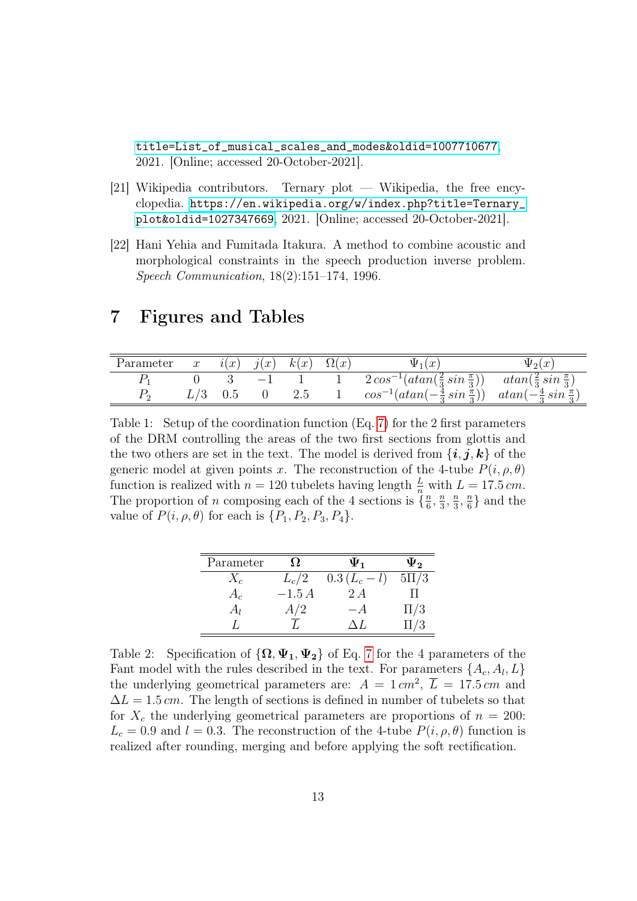title=List_of_musical_scales_and_modes&oldid=1007710677, 2021. [Online; accessed 20-October-2021].

[21] Wikipedia contributors. Ternary plot — Wikipedia, the free encyclopedia. https://en.wikipedia.org/w/index.php?title=Ternary_plot&oldid=1027347669, 2021. [Online; accessed 20-October-2021].

[22] Hani Yehia and Fumitada Itakura. A method to combine acoustic and morphological constraints in the speech production inverse problem. *Speech Communication*, 18(2):151–174, 1996.

# 7 Figures and Tables

| Parameter | $x$ | $i(x)$ | $j(x)$ | $k(x)$ | $\Omega(x)$ | $\Psi_1(x)$ | $\Psi_2(x)$ |
|---|---|---|---|---|---|---|---|
| $P_1$ | 0 | 3 | $-1$ | 1 | 1 | $2\,cos^{-1}(atan(\frac{2}{3}\,sin\,\frac{\pi}{3}))$ | $atan(\frac{2}{3}\,sin\,\frac{\pi}{3})$ |
| $P_2$ | $L/3$ | 0.5 | 0 | 2.5 | 1 | $cos^{-1}(atan(-\frac{4}{3}\,sin\,\frac{\pi}{3}))$ | $atan(-\frac{4}{3}\,sin\,\frac{\pi}{3})$ |

Table 1: Setup of the coordination function (Eq. 7) for the 2 first parameters of the DRM controlling the areas of the two first sections from glottis and the two others are set in the text. The model is derived from $\{\boldsymbol{i}, \boldsymbol{j}, \boldsymbol{k}\}$ of the generic model at given points $x$. The reconstruction of the 4-tube $P(i, \rho, \theta)$ function is realized with $n = 120$ tubelets having length $\frac{L}{n}$ with $L = 17.5\,cm$. The proportion of $n$ composing each of the 4 sections is $\{\frac{n}{6}, \frac{n}{3}, \frac{n}{3}, \frac{n}{6}\}$ and the value of $P(i, \rho, \theta)$ for each is $\{P_1, P_2, P_3, P_4\}$.

| Parameter | $\boldsymbol{\Omega}$ | $\boldsymbol{\Psi_1}$ | $\boldsymbol{\Psi_2}$ |
|---|---|---|---|
| $X_c$ | $L_c/2$ | $0.3\,(L_c - l)$ | $5\Pi/3$ |
| $A_c$ | $-1.5\,A$ | $2\,A$ | $\Pi$ |
| $A_l$ | $A/2$ | $-A$ | $\Pi/3$ |
| $L$ | $\overline{L}$ | $\Delta L$ | $\Pi/3$ |

Table 2: Specification of $\{\boldsymbol{\Omega}, \boldsymbol{\Psi_1}, \boldsymbol{\Psi_2}\}$ of Eq. 7 for the 4 parameters of the Fant model with the rules described in the text. For parameters $\{A_c, A_l, L\}$ the underlying geometrical parameters are: $A = 1\,cm^2$, $\overline{L} = 17.5\,cm$ and $\Delta L = 1.5\,cm$. The length of sections is defined in number of tubelets so that for $X_c$ the underlying geometrical parameters are proportions of $n = 200$: $L_c = 0.9$ and $l = 0.3$. The reconstruction of the 4-tube $P(i, \rho, \theta)$ function is realized after rounding, merging and before applying the soft rectification.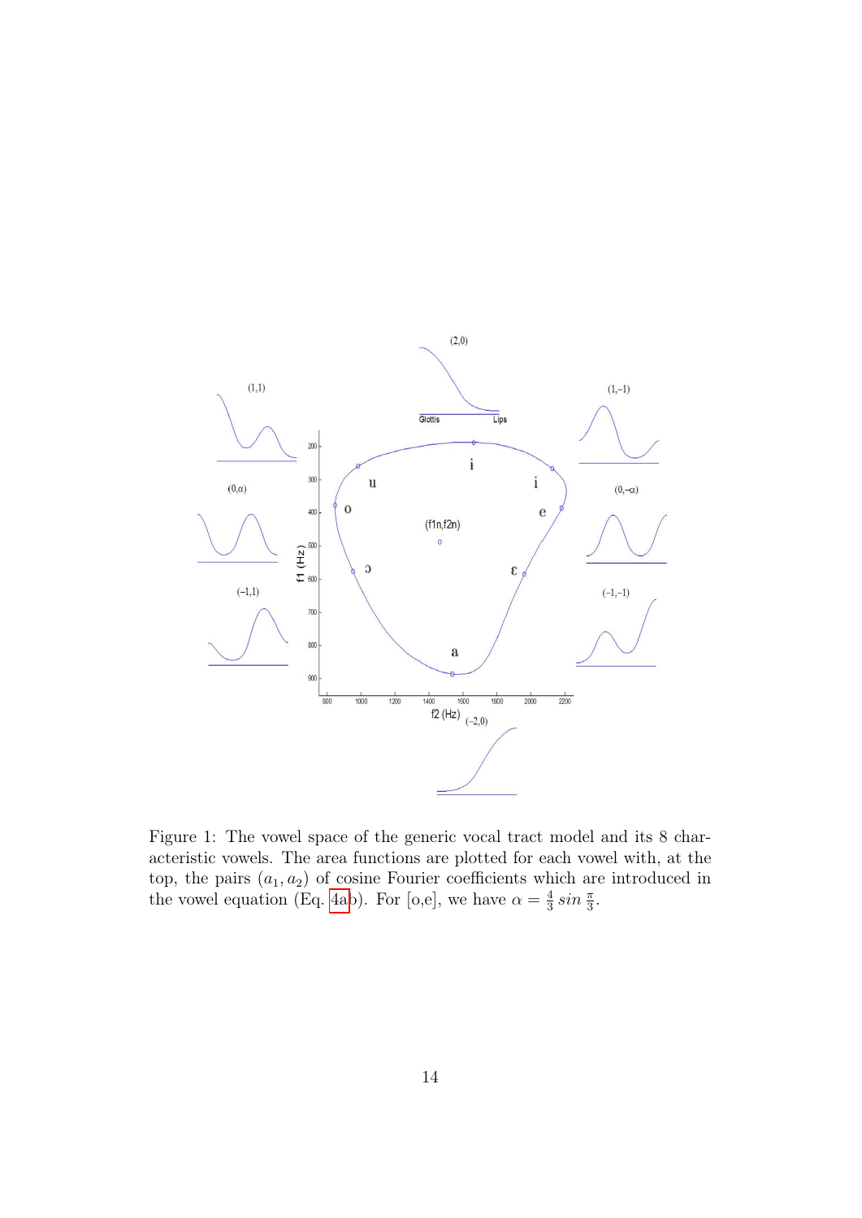Figure 1: The vowel space of the generic vocal tract model and its 8 characteristic vowels. The area functions are plotted for each vowel with, at the top, the pairs $(a_1, a_2)$ of cosine Fourier coefficients which are introduced in the vowel equation (Eq. 4ab). For [o,e], we have $\alpha = \frac{4}{3}\, sin\, \frac{\pi}{3}$.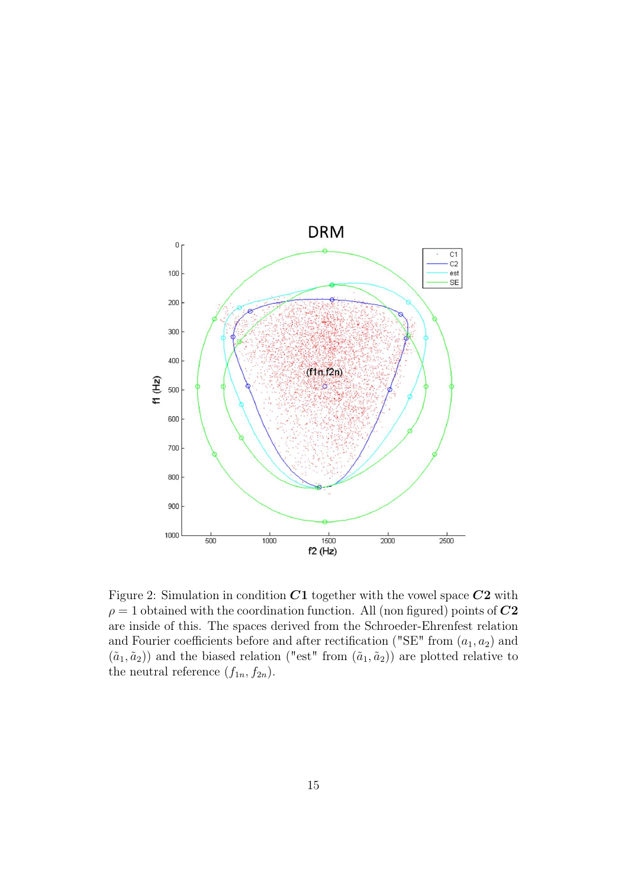Figure 2: Simulation in condition $\boldsymbol{C1}$ together with the vowel space $\boldsymbol{C2}$ with $\rho = 1$ obtained with the coordination function. All (non figured) points of $\boldsymbol{C2}$ are inside of this. The spaces derived from the Schroeder-Ehrenfest relation and Fourier coefficients before and after rectification ("SE" from $(a_1, a_2)$ and $(\tilde{a}_1, \tilde{a}_2)$) and the biased relation ("est" from $(\tilde{a}_1, \tilde{a}_2)$) are plotted relative to the neutral reference $(f_{1n}, f_{2n})$.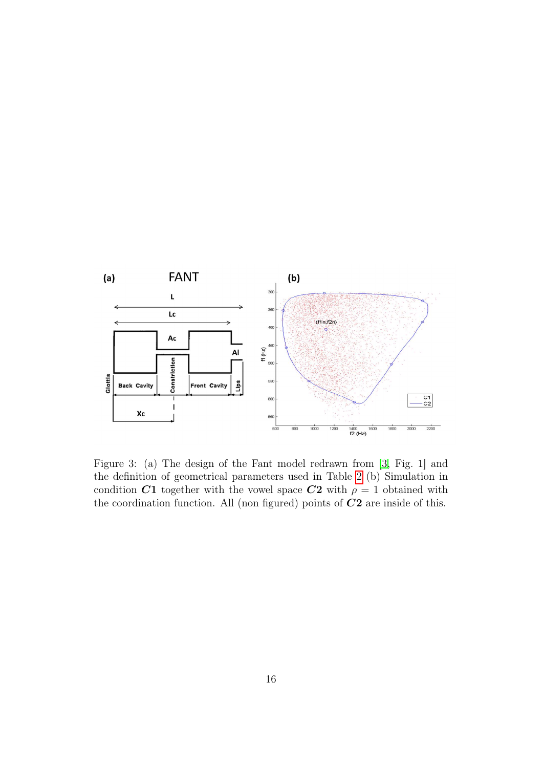Figure 3: (a) The design of the Fant model redrawn from [3, Fig. 1] and the definition of geometrical parameters used in Table 2 (b) Simulation in condition $\boldsymbol{C1}$ together with the vowel space $\boldsymbol{C2}$ with $\rho = 1$ obtained with the coordination function. All (non figured) points of $\boldsymbol{C2}$ are inside of this.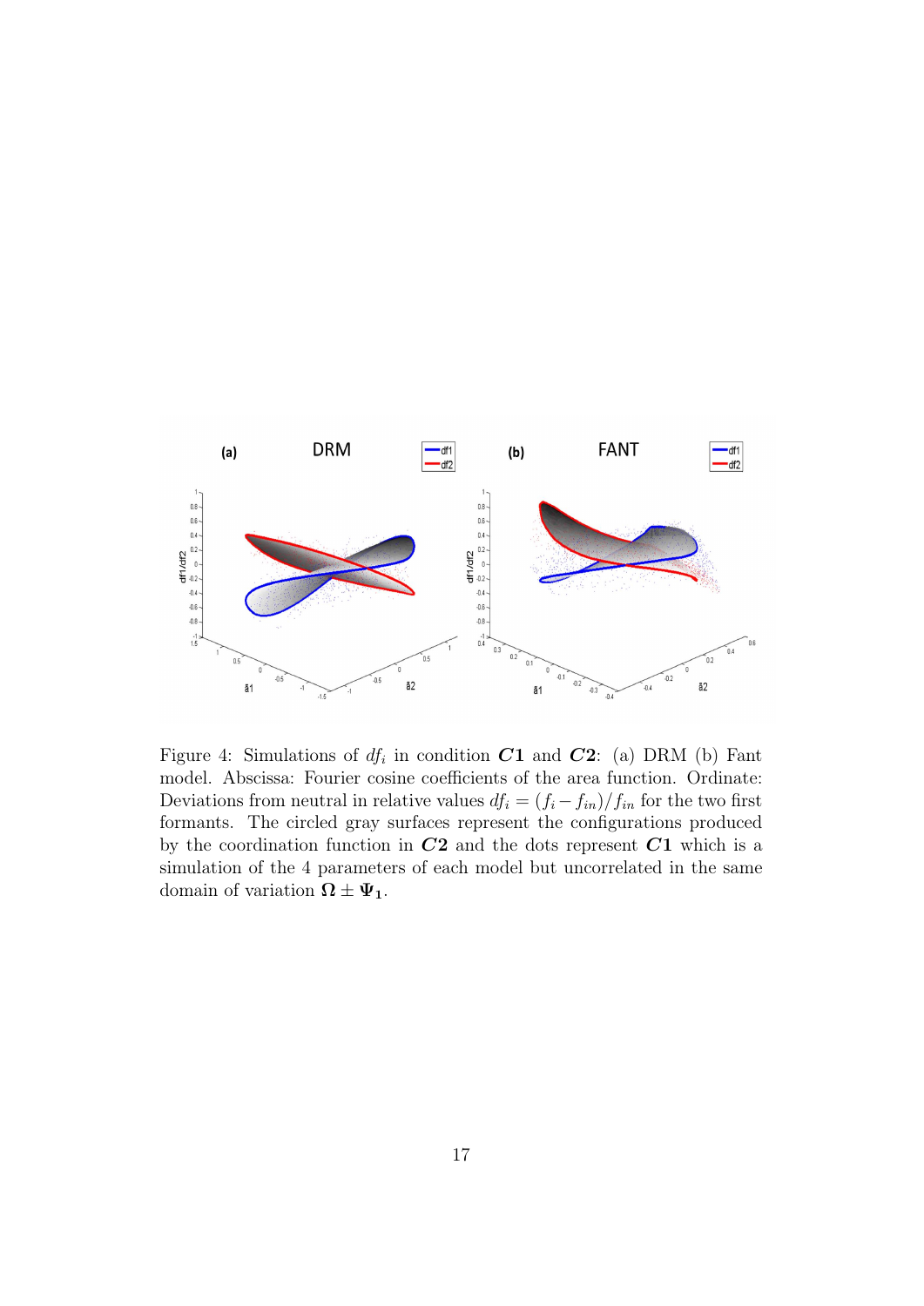(a) DRM

df1
df2

df1/df2

ã1

ã2

(b) FANT

df1
df2

df1/df2

ã1

ã2

Figure 4: Simulations of $df_i$ in condition $\boldsymbol{C1}$ and $\boldsymbol{C2}$: (a) DRM (b) Fant model. Abscissa: Fourier cosine coefficients of the area function. Ordinate: Deviations from neutral in relative values $df_i = (f_i - f_{in})/f_{in}$ for the two first formants. The circled gray surfaces represent the configurations produced by the coordination function in $\boldsymbol{C2}$ and the dots represent $\boldsymbol{C1}$ which is a simulation of the 4 parameters of each model but uncorrelated in the same domain of variation $\boldsymbol{\Omega} \pm \boldsymbol{\Psi_1}$.